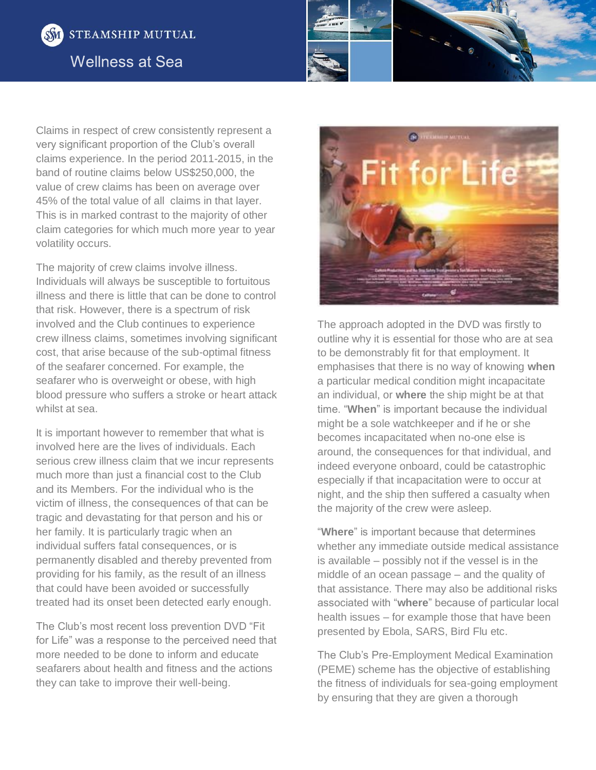# Wellness at Sea

Claims in respect of crew consistently represent a very significant proportion of the Club's overall claims experience. In the period 2011-2015, in the band of routine claims below US$250,000, the value of crew claims has been on average over 45% of the total value of all claims in that layer. This is in marked contrast to the majority of other claim categories for which much more year to year volatility occurs.

The majority of crew claims involve illness. Individuals will always be susceptible to fortuitous illness and there is little that can be done to control that risk. However, there is a spectrum of risk involved and the Club continues to experience crew illness claims, sometimes involving significant cost, that arise because of the sub-optimal fitness of the seafarer concerned. For example, the seafarer who is overweight or obese, with high blood pressure who suffers a stroke or heart attack whilst at sea.

It is important however to remember that what is involved here are the lives of individuals. Each serious crew illness claim that we incur represents much more than just a financial cost to the Club and its Members. For the individual who is the victim of illness, the consequences of that can be tragic and devastating for that person and his or her family. It is particularly tragic when an individual suffers fatal consequences, or is permanently disabled and thereby prevented from providing for his family, as the result of an illness that could have been avoided or successfully treated had its onset been detected early enough.

The Club's most recent loss prevention DVD "Fit for Life" was a response to the perceived need that more needed to be done to inform and educate seafarers about health and fitness and the actions they can take to improve their well-being.

The approach adopted in the DVD was firstly to outline why it is essential for those who are at sea to be demonstrably fit for that employment. It emphasises that there is no way of knowing **when** a particular medical condition might incapacitate an individual, or **where** the ship might be at that time. "**When**" is important because the individual might be a sole watchkeeper and if he or she becomes incapacitated when no-one else is around, the consequences for that individual, and indeed everyone onboard, could be catastrophic especially if that incapacitation were to occur at night, and the ship then suffered a casualty when the majority of the crew were asleep.

"**Where**" is important because that determines whether any immediate outside medical assistance is available – possibly not if the vessel is in the middle of an ocean passage – and the quality of that assistance. There may also be additional risks associated with "**where**" because of particular local health issues – for example those that have been presented by Ebola, SARS, Bird Flu etc.

The Club's Pre-Employment Medical Examination (PEME) scheme has the objective of establishing the fitness of individuals for sea-going employment by ensuring that they are given a thorough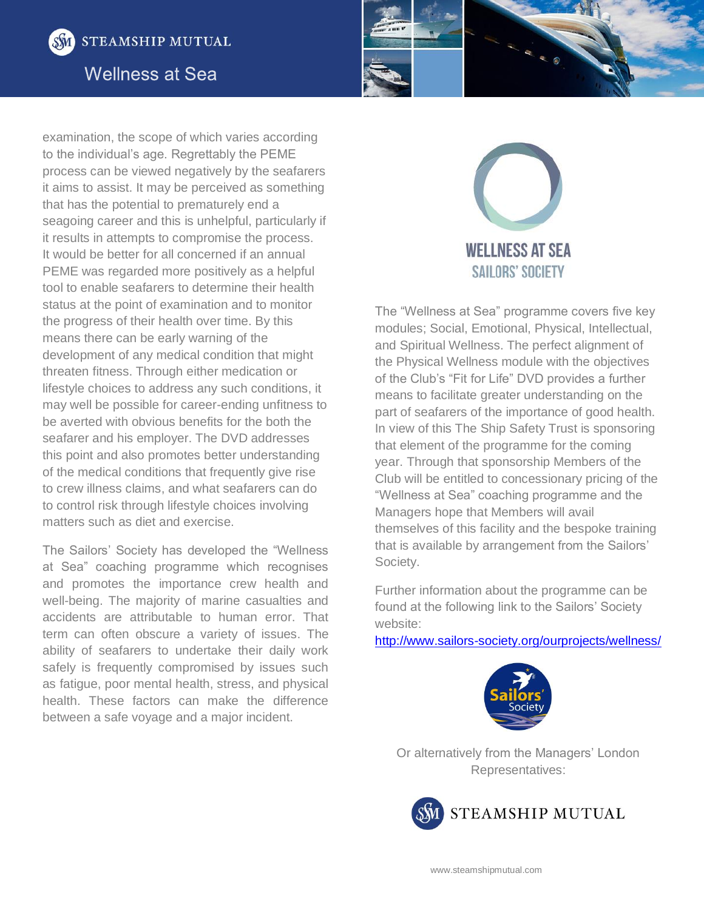examination, the scope of which varies according to the individual's age. Regrettably the PEME process can be viewed negatively by the seafarers it aims to assist. It may be perceived as something that has the potential to prematurely end a seagoing career and this is unhelpful, particularly if it results in attempts to compromise the process. It would be better for all concerned if an annual PEME was regarded more positively as a helpful tool to enable seafarers to determine their health status at the point of examination and to monitor the progress of their health over time. By this means there can be early warning of the development of any medical condition that might threaten fitness. Through either medication or lifestyle choices to address any such conditions, it may well be possible for career-ending unfitness to be averted with obvious benefits for the both the seafarer and his employer. The DVD addresses this point and also promotes better understanding of the medical conditions that frequently give rise to crew illness claims, and what seafarers can do to control risk through lifestyle choices involving matters such as diet and exercise.

The Sailors' Society has developed the "Wellness at Sea" coaching programme which recognises and promotes the importance crew health and well-being. The majority of marine casualties and accidents are attributable to human error. That term can often obscure a variety of issues. The ability of seafarers to undertake their daily work safely is frequently compromised by issues such as fatigue, poor mental health, stress, and physical health. These factors can make the difference between a safe voyage and a major incident.

WELLNESS AT SEA
SAILORS' SOCIETY

The "Wellness at Sea" programme covers five key modules; Social, Emotional, Physical, Intellectual, and Spiritual Wellness. The perfect alignment of the Physical Wellness module with the objectives of the Club's "Fit for Life" DVD provides a further means to facilitate greater understanding on the part of seafarers of the importance of good health. In view of this The Ship Safety Trust is sponsoring that element of the programme for the coming year. Through that sponsorship Members of the Club will be entitled to concessionary pricing of the "Wellness at Sea" coaching programme and the Managers hope that Members will avail themselves of this facility and the bespoke training that is available by arrangement from the Sailors' Society.

Further information about the programme can be found at the following link to the Sailors' Society website:
http://www.sailors-society.org/ourprojects/wellness/

Or alternatively from the Managers' London Representatives:

STEAMSHIP MUTUAL